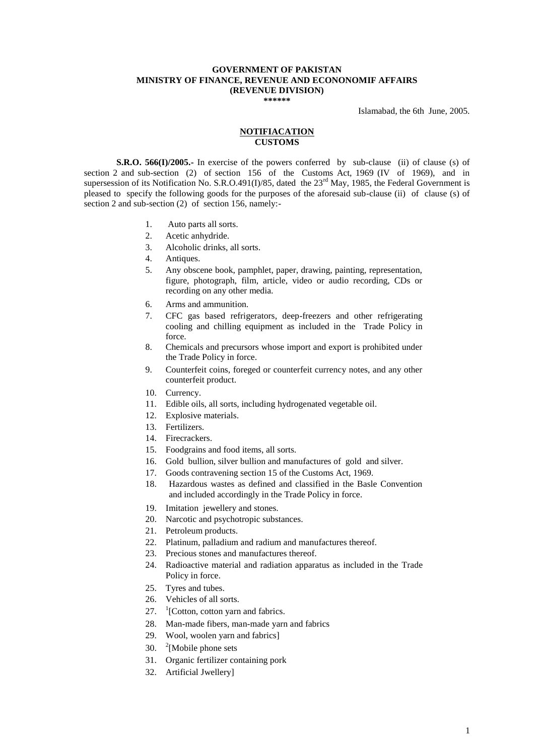**GOVERNMENT OF PAKISTAN**
**MINISTRY OF FINANCE, REVENUE AND ECONONOMIF AFFAIRS**
**(REVENUE DIVISION)**
**\*\*\*\*\*\***

Islamabad, the 6th June, 2005.

**NOTIFIACATION**
**CUSTOMS**

**S.R.O. 566(I)/2005.-** In exercise of the powers conferred by sub-clause (ii) of clause (s) of section 2 and sub-section (2) of section 156 of the Customs Act, 1969 (IV of 1969), and in supersession of its Notification No. S.R.O.491(I)/85, dated the 23rd May, 1985, the Federal Government is pleased to specify the following goods for the purposes of the aforesaid sub-clause (ii) of clause (s) of section 2 and sub-section (2) of section 156, namely:-

1. Auto parts all sorts.
2. Acetic anhydride.
3. Alcoholic drinks, all sorts.
4. Antiques.
5. Any obscene book, pamphlet, paper, drawing, painting, representation, figure, photograph, film, article, video or audio recording, CDs or recording on any other media.
6. Arms and ammunition.
7. CFC gas based refrigerators, deep-freezers and other refrigerating cooling and chilling equipment as included in the Trade Policy in force.
8. Chemicals and precursors whose import and export is prohibited under the Trade Policy in force.
9. Counterfeit coins, foreged or counterfeit currency notes, and any other counterfeit product.
10. Currency.
11. Edible oils, all sorts, including hydrogenated vegetable oil.
12. Explosive materials.
13. Fertilizers.
14. Firecrackers.
15. Foodgrains and food items, all sorts.
16. Gold bullion, silver bullion and manufactures of gold and silver.
17. Goods contravening section 15 of the Customs Act, 1969.
18. Hazardous wastes as defined and classified in the Basle Convention and included accordingly in the Trade Policy in force.
19. Imitation jewellery and stones.
20. Narcotic and psychotropic substances.
21. Petroleum products.
22. Platinum, palladium and radium and manufactures thereof.
23. Precious stones and manufactures thereof.
24. Radioactive material and radiation apparatus as included in the Trade Policy in force.
25. Tyres and tubes.
26. Vehicles of all sorts.
27. [1][Cotton, cotton yarn and fabrics.
28. Man-made fibers, man-made yarn and fabrics
29. Wool, woolen yarn and fabrics]
30. [2][Mobile phone sets
31. Organic fertilizer containing pork
32. Artificial Jwellery]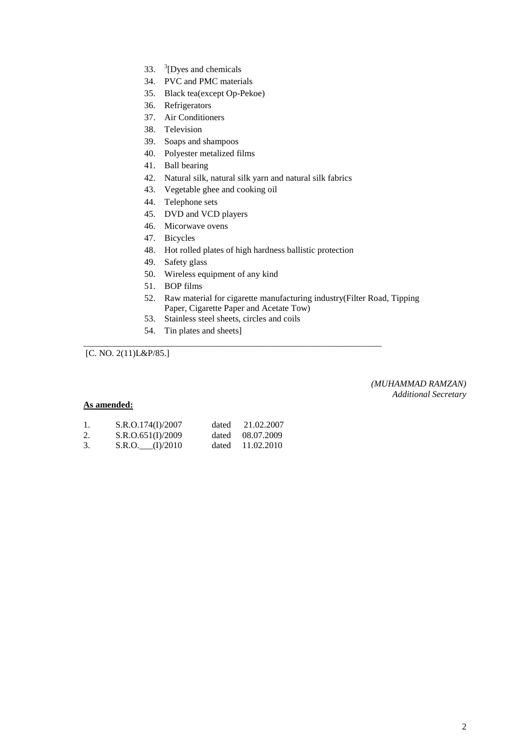33. [3][Dyes and chemicals
34. PVC and PMC materials
35. Black tea(except Op-Pekoe)
36. Refrigerators
37. Air Conditioners
38. Television
39. Soaps and shampoos
40. Polyester metalized films
41. Ball bearing
42. Natural silk, natural silk yarn and natural silk fabrics
43. Vegetable ghee and cooking oil
44. Telephone sets
45. DVD and VCD players
46. Micorwave ovens
47. Bicycles
48. Hot rolled plates of high hardness ballistic protection
49. Safety glass
50. Wireless equipment of any kind
51. BOP films
52. Raw material for cigarette manufacturing industry(Filter Road, Tipping Paper, Cigarette Paper and Acetate Tow)
53. Stainless steel sheets, circles and coils
54. Tin plates and sheets]

---

[C. NO. 2(11)L&P/85.]

*(MUHAMMAD RAMZAN)*
*Additional Secretary*

**As amended:**

1. S.R.O.174(I)/2007 dated 21.02.2007
2. S.R.O.651(I)/2009 dated 08.07.2009
3. S.R.O.___(I)/2010 dated 11.02.2010